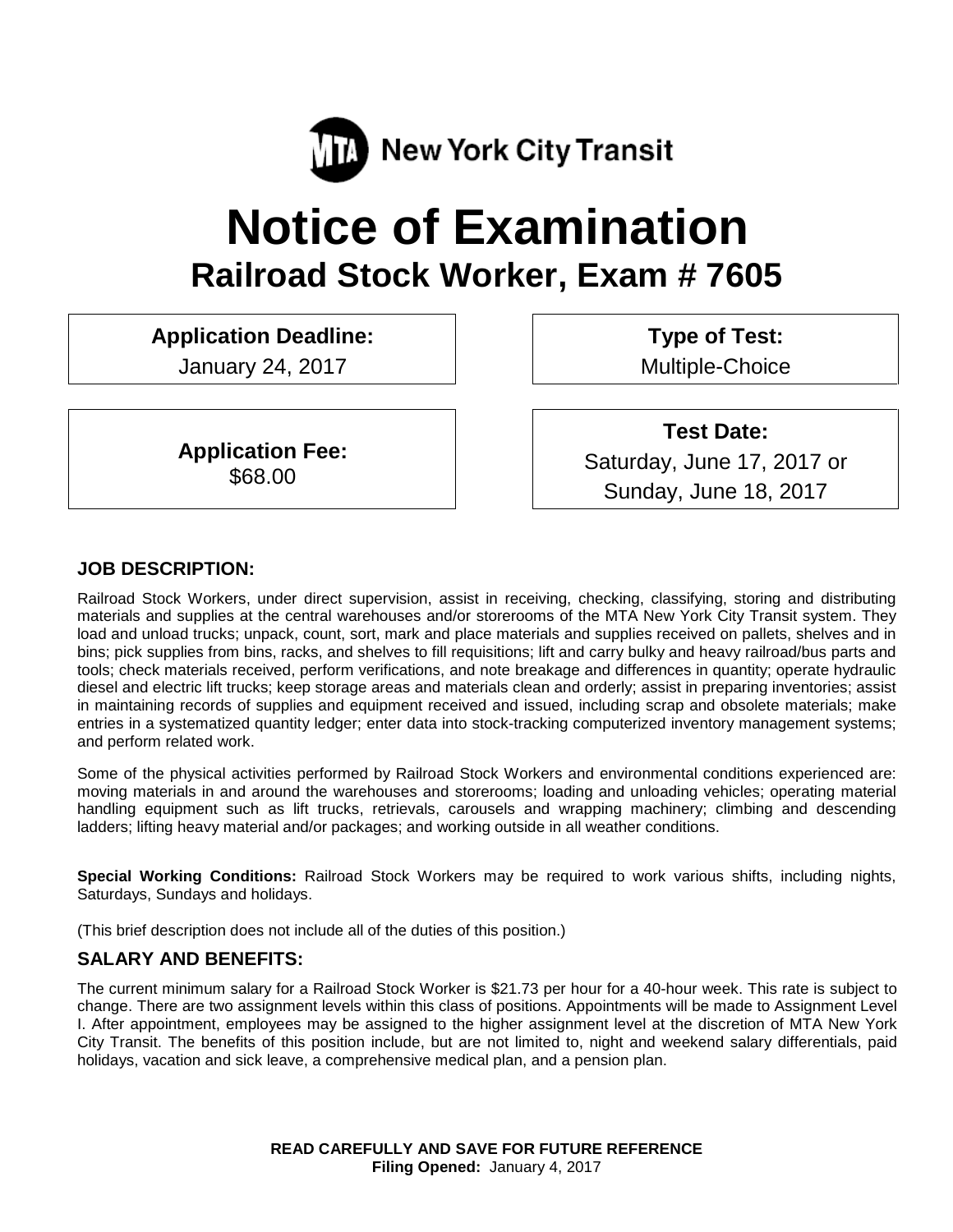MTA New York City Transit

# Notice of Examination

## Railroad Stock Worker, Exam # 7605

**Application Deadline:**
January 24, 2017

**Type of Test:**
Multiple-Choice

**Application Fee:**
$68.00

**Test Date:**
Saturday, June 17, 2017 or
Sunday, June 18, 2017

### JOB DESCRIPTION:

Railroad Stock Workers, under direct supervision, assist in receiving, checking, classifying, storing and distributing materials and supplies at the central warehouses and/or storerooms of the MTA New York City Transit system. They load and unload trucks; unpack, count, sort, mark and place materials and supplies received on pallets, shelves and in bins; pick supplies from bins, racks, and shelves to fill requisitions; lift and carry bulky and heavy railroad/bus parts and tools; check materials received, perform verifications, and note breakage and differences in quantity; operate hydraulic diesel and electric lift trucks; keep storage areas and materials clean and orderly; assist in preparing inventories; assist in maintaining records of supplies and equipment received and issued, including scrap and obsolete materials; make entries in a systematized quantity ledger; enter data into stock-tracking computerized inventory management systems; and perform related work.

Some of the physical activities performed by Railroad Stock Workers and environmental conditions experienced are: moving materials in and around the warehouses and storerooms; loading and unloading vehicles; operating material handling equipment such as lift trucks, retrievals, carousels and wrapping machinery; climbing and descending ladders; lifting heavy material and/or packages; and working outside in all weather conditions.

**Special Working Conditions:** Railroad Stock Workers may be required to work various shifts, including nights, Saturdays, Sundays and holidays.

(This brief description does not include all of the duties of this position.)

### SALARY AND BENEFITS:

The current minimum salary for a Railroad Stock Worker is $21.73 per hour for a 40-hour week. This rate is subject to change. There are two assignment levels within this class of positions. Appointments will be made to Assignment Level I. After appointment, employees may be assigned to the higher assignment level at the discretion of MTA New York City Transit. The benefits of this position include, but are not limited to, night and weekend salary differentials, paid holidays, vacation and sick leave, a comprehensive medical plan, and a pension plan.

**READ CAREFULLY AND SAVE FOR FUTURE REFERENCE**
**Filing Opened:** January 4, 2017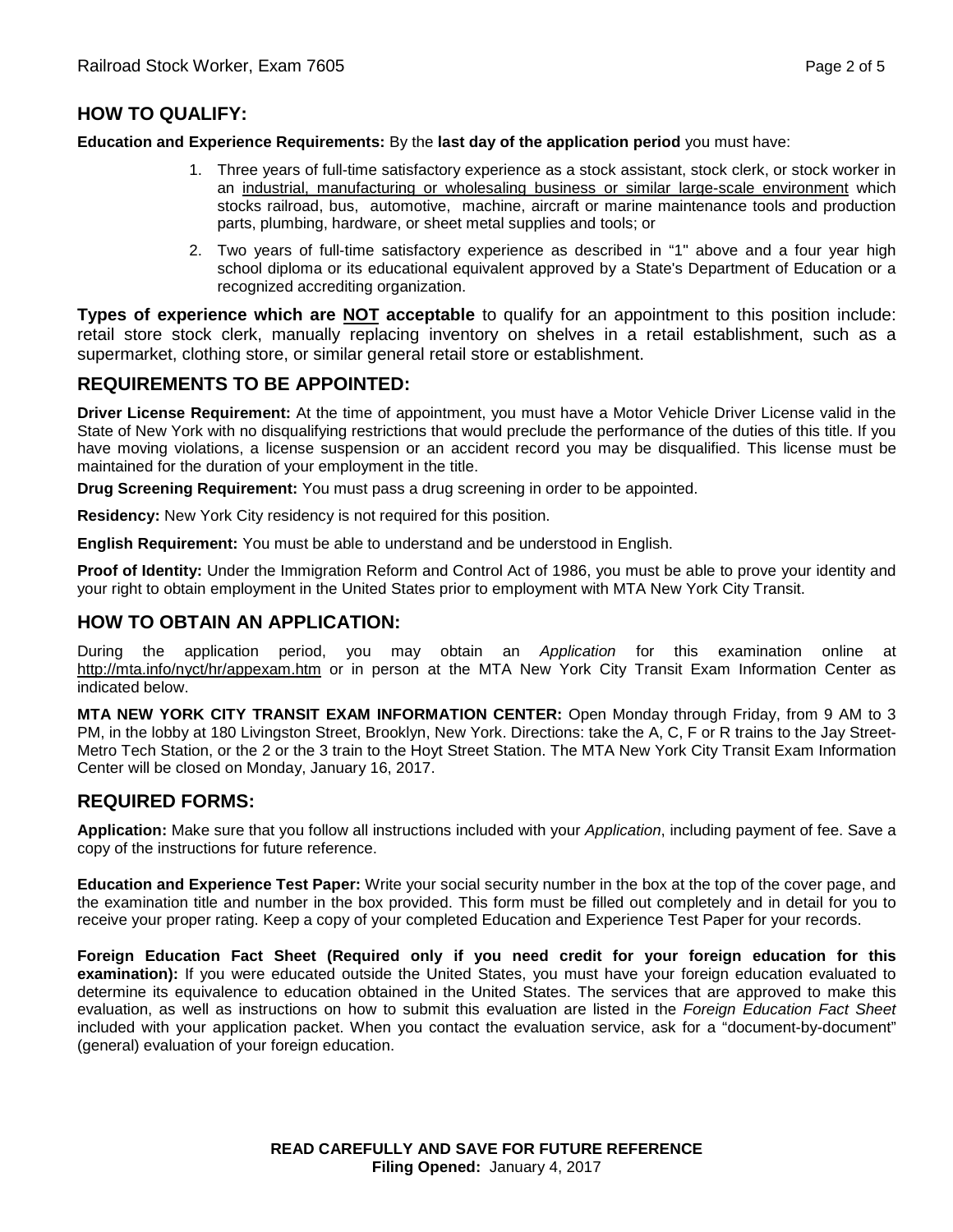## HOW TO QUALIFY:

**Education and Experience Requirements:** By the **last day of the application period** you must have:

1. Three years of full-time satisfactory experience as a stock assistant, stock clerk, or stock worker in an industrial, manufacturing or wholesaling business or similar large-scale environment which stocks railroad, bus, automotive, machine, aircraft or marine maintenance tools and production parts, plumbing, hardware, or sheet metal supplies and tools; or
2. Two years of full-time satisfactory experience as described in "1" above and a four year high school diploma or its educational equivalent approved by a State's Department of Education or a recognized accrediting organization.

**Types of experience which are NOT acceptable** to qualify for an appointment to this position include: retail store stock clerk, manually replacing inventory on shelves in a retail establishment, such as a supermarket, clothing store, or similar general retail store or establishment.

## REQUIREMENTS TO BE APPOINTED:

**Driver License Requirement:** At the time of appointment, you must have a Motor Vehicle Driver License valid in the State of New York with no disqualifying restrictions that would preclude the performance of the duties of this title. If you have moving violations, a license suspension or an accident record you may be disqualified. This license must be maintained for the duration of your employment in the title.

**Drug Screening Requirement:** You must pass a drug screening in order to be appointed.

**Residency:** New York City residency is not required for this position.

**English Requirement:** You must be able to understand and be understood in English.

**Proof of Identity:** Under the Immigration Reform and Control Act of 1986, you must be able to prove your identity and your right to obtain employment in the United States prior to employment with MTA New York City Transit.

## HOW TO OBTAIN AN APPLICATION:

During the application period, you may obtain an *Application* for this examination online at http://mta.info/nyct/hr/appexam.htm or in person at the MTA New York City Transit Exam Information Center as indicated below.

**MTA NEW YORK CITY TRANSIT EXAM INFORMATION CENTER:** Open Monday through Friday, from 9 AM to 3 PM, in the lobby at 180 Livingston Street, Brooklyn, New York. Directions: take the A, C, F or R trains to the Jay Street-Metro Tech Station, or the 2 or the 3 train to the Hoyt Street Station. The MTA New York City Transit Exam Information Center will be closed on Monday, January 16, 2017.

## REQUIRED FORMS:

**Application:** Make sure that you follow all instructions included with your *Application*, including payment of fee. Save a copy of the instructions for future reference.

**Education and Experience Test Paper:** Write your social security number in the box at the top of the cover page, and the examination title and number in the box provided. This form must be filled out completely and in detail for you to receive your proper rating. Keep a copy of your completed Education and Experience Test Paper for your records.

**Foreign Education Fact Sheet (Required only if you need credit for your foreign education for this examination):** If you were educated outside the United States, you must have your foreign education evaluated to determine its equivalence to education obtained in the United States. The services that are approved to make this evaluation, as well as instructions on how to submit this evaluation are listed in the *Foreign Education Fact Sheet* included with your application packet. When you contact the evaluation service, ask for a "document-by-document" (general) evaluation of your foreign education.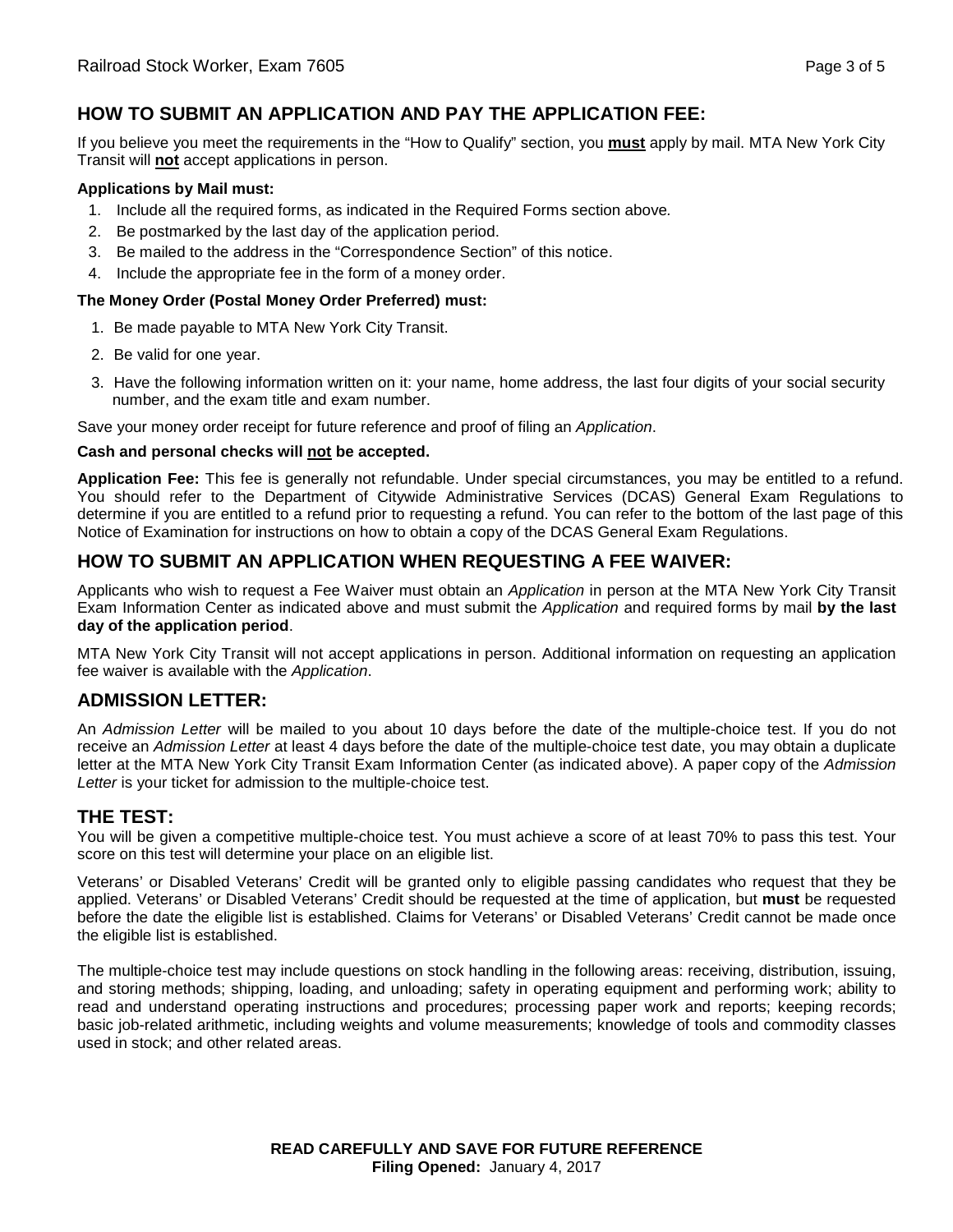## HOW TO SUBMIT AN APPLICATION AND PAY THE APPLICATION FEE:

If you believe you meet the requirements in the "How to Qualify" section, you **must** apply by mail. MTA New York City Transit will **not** accept applications in person.

**Applications by Mail must:**

1. Include all the required forms, as indicated in the Required Forms section above.
2. Be postmarked by the last day of the application period.
3. Be mailed to the address in the "Correspondence Section" of this notice.
4. Include the appropriate fee in the form of a money order.

**The Money Order (Postal Money Order Preferred) must:**

1. Be made payable to MTA New York City Transit.
2. Be valid for one year.
3. Have the following information written on it: your name, home address, the last four digits of your social security number, and the exam title and exam number.

Save your money order receipt for future reference and proof of filing an *Application*.

**Cash and personal checks will not be accepted.**

**Application Fee:** This fee is generally not refundable. Under special circumstances, you may be entitled to a refund. You should refer to the Department of Citywide Administrative Services (DCAS) General Exam Regulations to determine if you are entitled to a refund prior to requesting a refund. You can refer to the bottom of the last page of this Notice of Examination for instructions on how to obtain a copy of the DCAS General Exam Regulations.

## HOW TO SUBMIT AN APPLICATION WHEN REQUESTING A FEE WAIVER:

Applicants who wish to request a Fee Waiver must obtain an *Application* in person at the MTA New York City Transit Exam Information Center as indicated above and must submit the *Application* and required forms by mail **by the last day of the application period**.

MTA New York City Transit will not accept applications in person. Additional information on requesting an application fee waiver is available with the *Application*.

## ADMISSION LETTER:

An *Admission Letter* will be mailed to you about 10 days before the date of the multiple-choice test. If you do not receive an *Admission Letter* at least 4 days before the date of the multiple-choice test date, you may obtain a duplicate letter at the MTA New York City Transit Exam Information Center (as indicated above). A paper copy of the *Admission Letter* is your ticket for admission to the multiple-choice test.

## THE TEST:

You will be given a competitive multiple-choice test. You must achieve a score of at least 70% to pass this test. Your score on this test will determine your place on an eligible list.

Veterans' or Disabled Veterans' Credit will be granted only to eligible passing candidates who request that they be applied. Veterans' or Disabled Veterans' Credit should be requested at the time of application, but **must** be requested before the date the eligible list is established. Claims for Veterans' or Disabled Veterans' Credit cannot be made once the eligible list is established.

The multiple-choice test may include questions on stock handling in the following areas: receiving, distribution, issuing, and storing methods; shipping, loading, and unloading; safety in operating equipment and performing work; ability to read and understand operating instructions and procedures; processing paper work and reports; keeping records; basic job-related arithmetic, including weights and volume measurements; knowledge of tools and commodity classes used in stock; and other related areas.

**READ CAREFULLY AND SAVE FOR FUTURE REFERENCE**
**Filing Opened:** January 4, 2017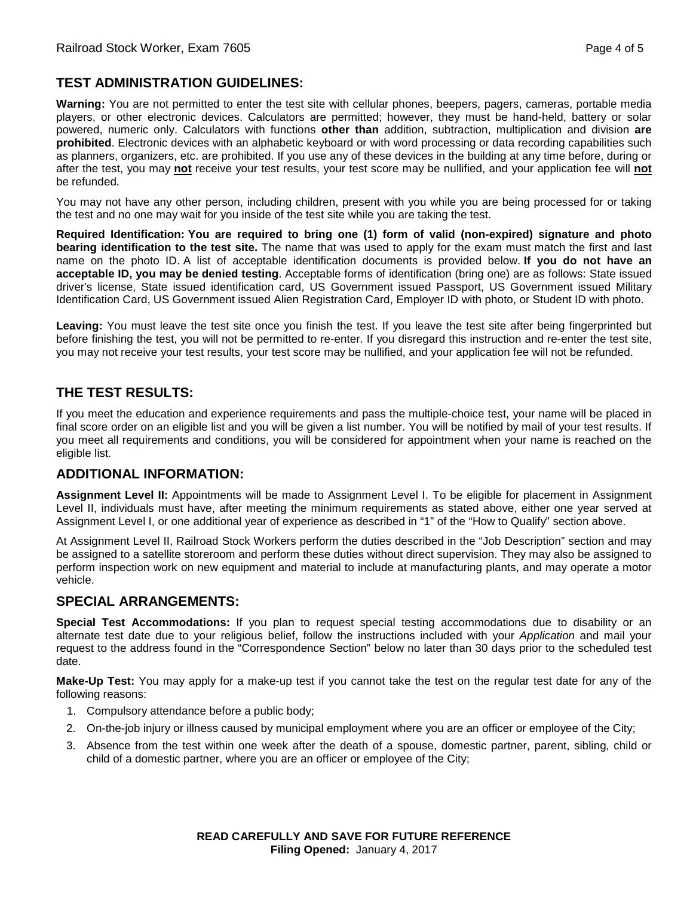## TEST ADMINISTRATION GUIDELINES:

**Warning:** You are not permitted to enter the test site with cellular phones, beepers, pagers, cameras, portable media players, or other electronic devices. Calculators are permitted; however, they must be hand-held, battery or solar powered, numeric only. Calculators with functions **other than** addition, subtraction, multiplication and division **are prohibited**. Electronic devices with an alphabetic keyboard or with word processing or data recording capabilities such as planners, organizers, etc. are prohibited. If you use any of these devices in the building at any time before, during or after the test, you may **not** receive your test results, your test score may be nullified, and your application fee will **not** be refunded.

You may not have any other person, including children, present with you while you are being processed for or taking the test and no one may wait for you inside of the test site while you are taking the test.

**Required Identification: You are required to bring one (1) form of valid (non-expired) signature and photo bearing identification to the test site.** The name that was used to apply for the exam must match the first and last name on the photo ID. A list of acceptable identification documents is provided below. **If you do not have an acceptable ID, you may be denied testing**. Acceptable forms of identification (bring one) are as follows: State issued driver's license, State issued identification card, US Government issued Passport, US Government issued Military Identification Card, US Government issued Alien Registration Card, Employer ID with photo, or Student ID with photo.

**Leaving:** You must leave the test site once you finish the test. If you leave the test site after being fingerprinted but before finishing the test, you will not be permitted to re-enter. If you disregard this instruction and re-enter the test site, you may not receive your test results, your test score may be nullified, and your application fee will not be refunded.

## THE TEST RESULTS:

If you meet the education and experience requirements and pass the multiple-choice test, your name will be placed in final score order on an eligible list and you will be given a list number. You will be notified by mail of your test results. If you meet all requirements and conditions, you will be considered for appointment when your name is reached on the eligible list.

## ADDITIONAL INFORMATION:

**Assignment Level II:** Appointments will be made to Assignment Level I. To be eligible for placement in Assignment Level II, individuals must have, after meeting the minimum requirements as stated above, either one year served at Assignment Level I, or one additional year of experience as described in "1" of the "How to Qualify" section above.

At Assignment Level II, Railroad Stock Workers perform the duties described in the "Job Description" section and may be assigned to a satellite storeroom and perform these duties without direct supervision. They may also be assigned to perform inspection work on new equipment and material to include at manufacturing plants, and may operate a motor vehicle.

## SPECIAL ARRANGEMENTS:

**Special Test Accommodations:** If you plan to request special testing accommodations due to disability or an alternate test date due to your religious belief, follow the instructions included with your *Application* and mail your request to the address found in the "Correspondence Section" below no later than 30 days prior to the scheduled test date.

**Make-Up Test:** You may apply for a make-up test if you cannot take the test on the regular test date for any of the following reasons:

1. Compulsory attendance before a public body;
2. On-the-job injury or illness caused by municipal employment where you are an officer or employee of the City;
3. Absence from the test within one week after the death of a spouse, domestic partner, parent, sibling, child or child of a domestic partner, where you are an officer or employee of the City;

**READ CAREFULLY AND SAVE FOR FUTURE REFERENCE**
**Filing Opened:** January 4, 2017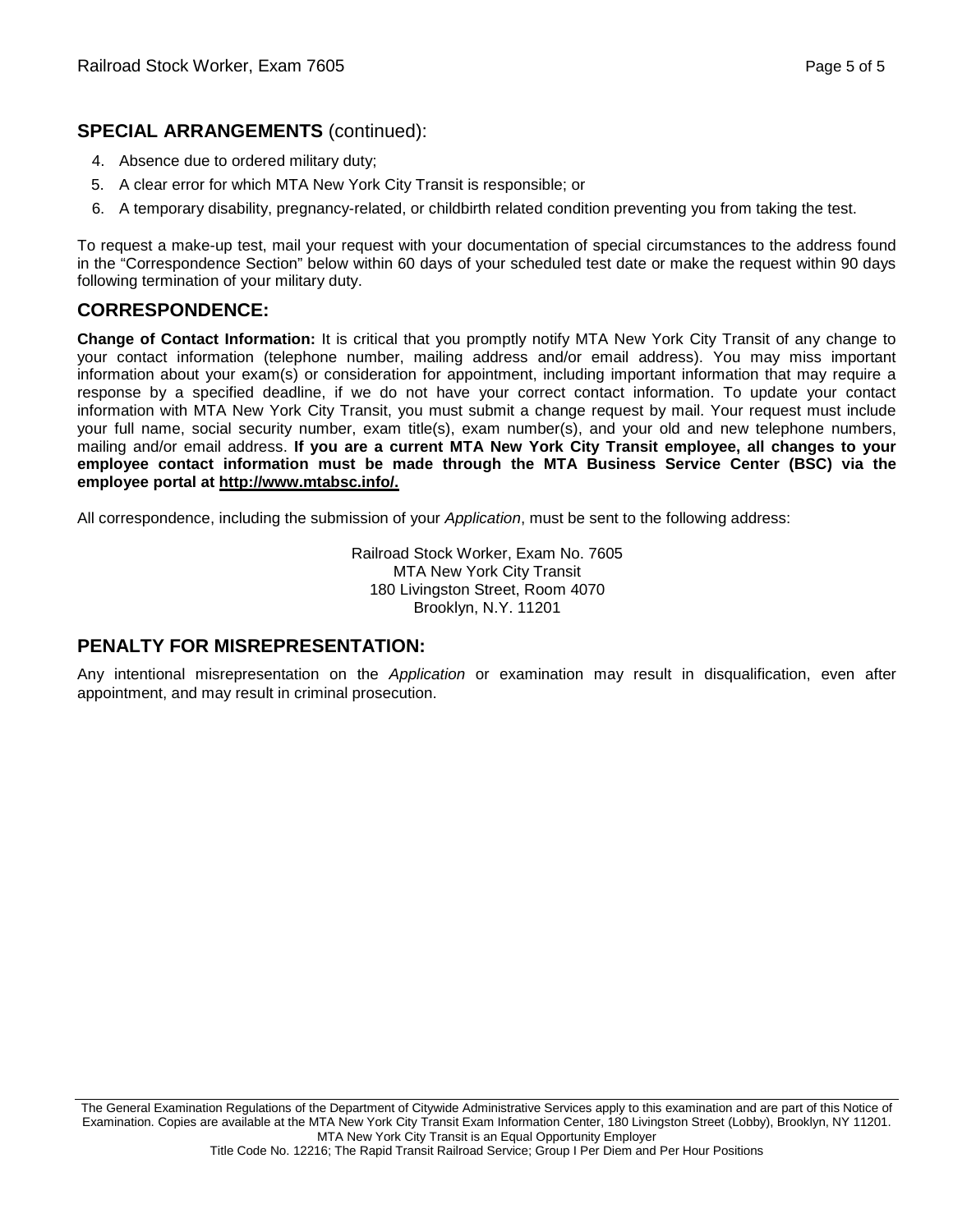## SPECIAL ARRANGEMENTS (continued):

4. Absence due to ordered military duty;
5. A clear error for which MTA New York City Transit is responsible; or
6. A temporary disability, pregnancy-related, or childbirth related condition preventing you from taking the test.

To request a make-up test, mail your request with your documentation of special circumstances to the address found in the "Correspondence Section" below within 60 days of your scheduled test date or make the request within 90 days following termination of your military duty.

## CORRESPONDENCE:

**Change of Contact Information:** It is critical that you promptly notify MTA New York City Transit of any change to your contact information (telephone number, mailing address and/or email address). You may miss important information about your exam(s) or consideration for appointment, including important information that may require a response by a specified deadline, if we do not have your correct contact information. To update your contact information with MTA New York City Transit, you must submit a change request by mail. Your request must include your full name, social security number, exam title(s), exam number(s), and your old and new telephone numbers, mailing and/or email address. **If you are a current MTA New York City Transit employee, all changes to your employee contact information must be made through the MTA Business Service Center (BSC) via the employee portal at http://www.mtabsc.info/.**

All correspondence, including the submission of your *Application*, must be sent to the following address:

Railroad Stock Worker, Exam No. 7605
MTA New York City Transit
180 Livingston Street, Room 4070
Brooklyn, N.Y. 11201

## PENALTY FOR MISREPRESENTATION:

Any intentional misrepresentation on the *Application* or examination may result in disqualification, even after appointment, and may result in criminal prosecution.

The General Examination Regulations of the Department of Citywide Administrative Services apply to this examination and are part of this Notice of Examination. Copies are available at the MTA New York City Transit Exam Information Center, 180 Livingston Street (Lobby), Brooklyn, NY 11201.
MTA New York City Transit is an Equal Opportunity Employer
Title Code No. 12216; The Rapid Transit Railroad Service; Group I Per Diem and Per Hour Positions